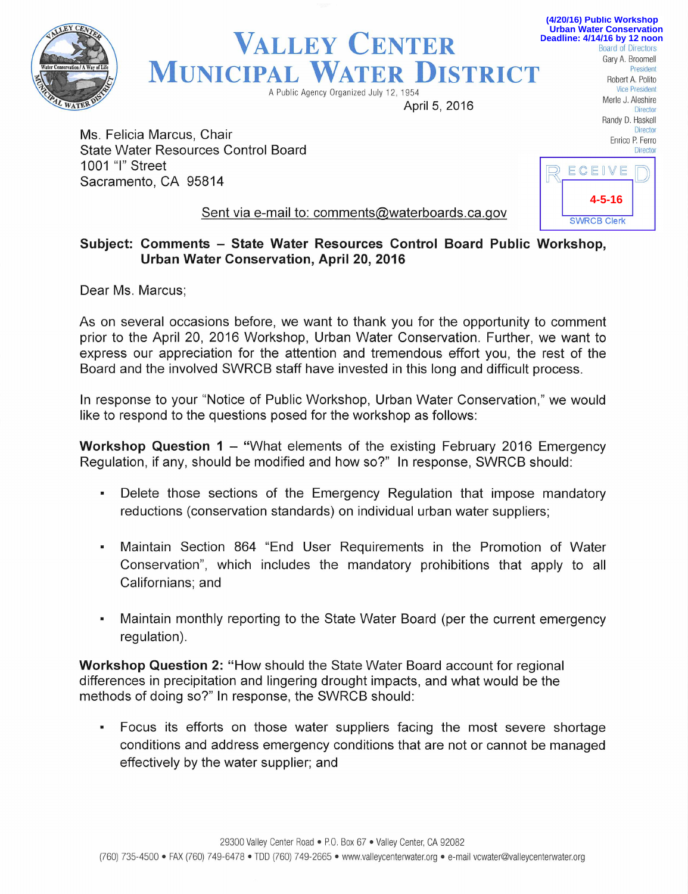(4/20/16) Public Workshop
Urban Water Conservation
Deadline: 4/14/16 by 12 noon

# VALLEY CENTER MUNICIPAL WATER DISTRICT

A Public Agency Organized July 12, 1954

Board of Directors
Gary A. Broomell, President
Robert A. Polito, Vice President
Merle J. Aleshire, Director
Randy D. Haskell, Director
Enrico P. Ferro, Director

RECEIVED
4-5-16
SWRCB Clerk

April 5, 2016

Ms. Felicia Marcus, Chair
State Water Resources Control Board
1001 "I" Street
Sacramento, CA 95814

Sent via e-mail to: comments@waterboards.ca.gov

**Subject: Comments – State Water Resources Control Board Public Workshop, Urban Water Conservation, April 20, 2016**

Dear Ms. Marcus;

As on several occasions before, we want to thank you for the opportunity to comment prior to the April 20, 2016 Workshop, Urban Water Conservation. Further, we want to express our appreciation for the attention and tremendous effort you, the rest of the Board and the involved SWRCB staff have invested in this long and difficult process.

In response to your "Notice of Public Workshop, Urban Water Conservation," we would like to respond to the questions posed for the workshop as follows:

**Workshop Question 1 – "**What elements of the existing February 2016 Emergency Regulation, if any, should be modified and how so?" In response, SWRCB should:

- Delete those sections of the Emergency Regulation that impose mandatory reductions (conservation standards) on individual urban water suppliers;
- Maintain Section 864 "End User Requirements in the Promotion of Water Conservation", which includes the mandatory prohibitions that apply to all Californians; and
- Maintain monthly reporting to the State Water Board (per the current emergency regulation).

**Workshop Question 2:** "How should the State Water Board account for regional differences in precipitation and lingering drought impacts, and what would be the methods of doing so?" In response, the SWRCB should:

- Focus its efforts on those water suppliers facing the most severe shortage conditions and address emergency conditions that are not or cannot be managed effectively by the water supplier; and

29300 Valley Center Road • P.O. Box 67 • Valley Center, CA 92082
(760) 735-4500 • FAX (760) 749-6478 • TDD (760) 749-2665 • www.valleycenterwater.org • e-mail vcwater@valleycenterwater.org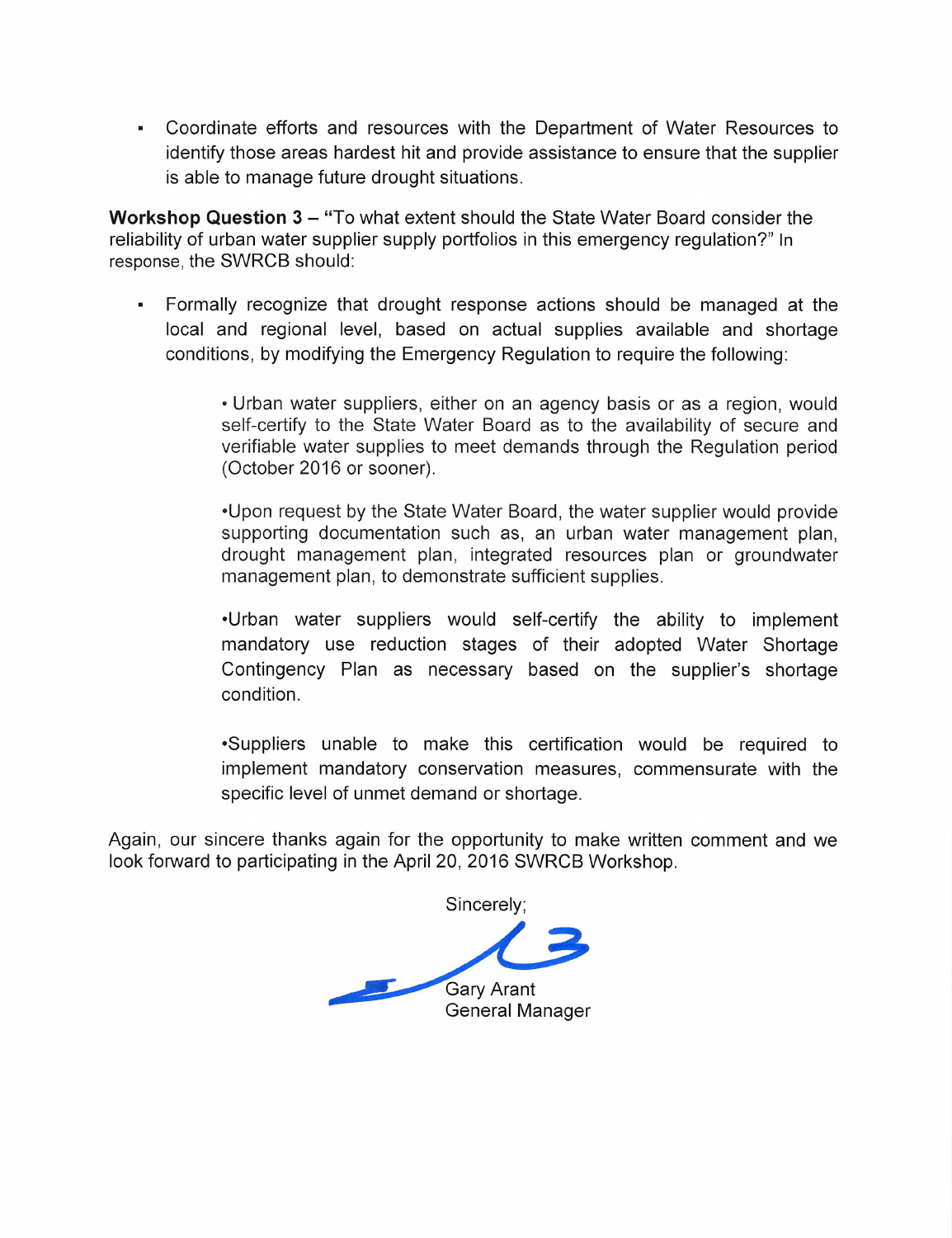- Coordinate efforts and resources with the Department of Water Resources to identify those areas hardest hit and provide assistance to ensure that the supplier is able to manage future drought situations.

**Workshop Question 3 –** "To what extent should the State Water Board consider the reliability of urban water supplier supply portfolios in this emergency regulation?" In response, the SWRCB should:

- Formally recognize that drought response actions should be managed at the local and regional level, based on actual supplies available and shortage conditions, by modifying the Emergency Regulation to require the following:

  • Urban water suppliers, either on an agency basis or as a region, would self-certify to the State Water Board as to the availability of secure and verifiable water supplies to meet demands through the Regulation period (October 2016 or sooner).

  •Upon request by the State Water Board, the water supplier would provide supporting documentation such as, an urban water management plan, drought management plan, integrated resources plan or groundwater management plan, to demonstrate sufficient supplies.

  •Urban water suppliers would self-certify the ability to implement mandatory use reduction stages of their adopted Water Shortage Contingency Plan as necessary based on the supplier's shortage condition.

  •Suppliers unable to make this certification would be required to implement mandatory conservation measures, commensurate with the specific level of unmet demand or shortage.

Again, our sincere thanks again for the opportunity to make written comment and we look forward to participating in the April 20, 2016 SWRCB Workshop.

Sincerely;

Gary Arant
General Manager